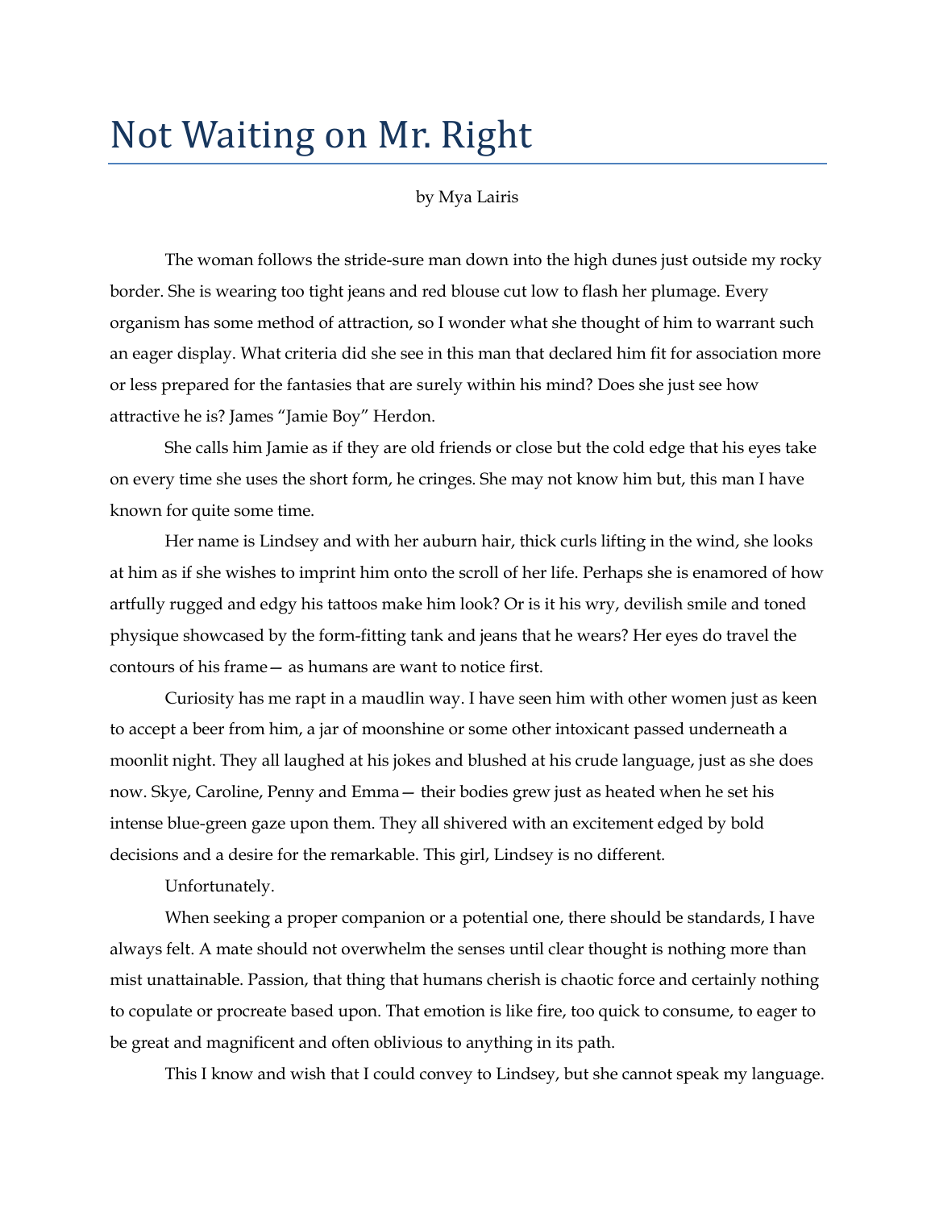# Not Waiting on Mr. Right

by Mya Lairis

The woman follows the stride-sure man down into the high dunes just outside my rocky border. She is wearing too tight jeans and red blouse cut low to flash her plumage. Every organism has some method of attraction, so I wonder what she thought of him to warrant such an eager display. What criteria did she see in this man that declared him fit for association more or less prepared for the fantasies that are surely within his mind? Does she just see how attractive he is? James "Jamie Boy" Herdon.

She calls him Jamie as if they are old friends or close but the cold edge that his eyes take on every time she uses the short form, he cringes. She may not know him but, this man I have known for quite some time.

Her name is Lindsey and with her auburn hair, thick curls lifting in the wind, she looks at him as if she wishes to imprint him onto the scroll of her life. Perhaps she is enamored of how artfully rugged and edgy his tattoos make him look? Or is it his wry, devilish smile and toned physique showcased by the form-fitting tank and jeans that he wears? Her eyes do travel the contours of his frame— as humans are want to notice first.

Curiosity has me rapt in a maudlin way. I have seen him with other women just as keen to accept a beer from him, a jar of moonshine or some other intoxicant passed underneath a moonlit night. They all laughed at his jokes and blushed at his crude language, just as she does now. Skye, Caroline, Penny and Emma— their bodies grew just as heated when he set his intense blue-green gaze upon them. They all shivered with an excitement edged by bold decisions and a desire for the remarkable. This girl, Lindsey is no different.

Unfortunately.

When seeking a proper companion or a potential one, there should be standards, I have always felt. A mate should not overwhelm the senses until clear thought is nothing more than mist unattainable. Passion, that thing that humans cherish is chaotic force and certainly nothing to copulate or procreate based upon. That emotion is like fire, too quick to consume, to eager to be great and magnificent and often oblivious to anything in its path.

This I know and wish that I could convey to Lindsey, but she cannot speak my language.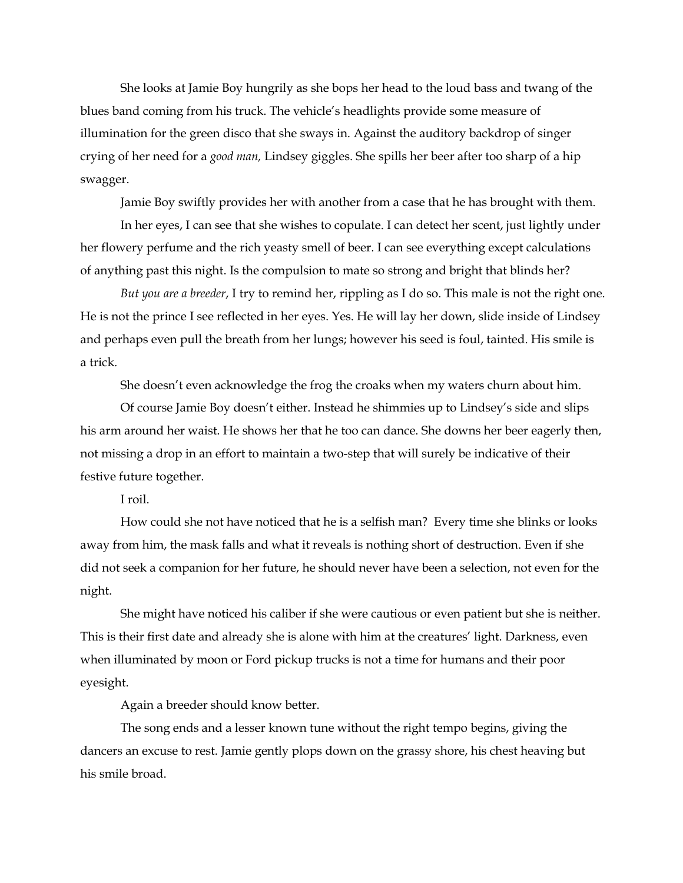She looks at Jamie Boy hungrily as she bops her head to the loud bass and twang of the blues band coming from his truck. The vehicle's headlights provide some measure of illumination for the green disco that she sways in. Against the auditory backdrop of singer crying of her need for a *good man,* Lindsey giggles. She spills her beer after too sharp of a hip swagger.

Jamie Boy swiftly provides her with another from a case that he has brought with them.

In her eyes, I can see that she wishes to copulate. I can detect her scent, just lightly under her flowery perfume and the rich yeasty smell of beer. I can see everything except calculations of anything past this night. Is the compulsion to mate so strong and bright that blinds her?

*But you are a breeder*, I try to remind her, rippling as I do so. This male is not the right one. He is not the prince I see reflected in her eyes. Yes. He will lay her down, slide inside of Lindsey and perhaps even pull the breath from her lungs; however his seed is foul, tainted. His smile is a trick.

She doesn't even acknowledge the frog the croaks when my waters churn about him.

Of course Jamie Boy doesn't either. Instead he shimmies up to Lindsey's side and slips his arm around her waist. He shows her that he too can dance. She downs her beer eagerly then, not missing a drop in an effort to maintain a two-step that will surely be indicative of their festive future together.

I roil.

How could she not have noticed that he is a selfish man? Every time she blinks or looks away from him, the mask falls and what it reveals is nothing short of destruction. Even if she did not seek a companion for her future, he should never have been a selection, not even for the night.

She might have noticed his caliber if she were cautious or even patient but she is neither. This is their first date and already she is alone with him at the creatures' light. Darkness, even when illuminated by moon or Ford pickup trucks is not a time for humans and their poor eyesight.

Again a breeder should know better.

The song ends and a lesser known tune without the right tempo begins, giving the dancers an excuse to rest. Jamie gently plops down on the grassy shore, his chest heaving but his smile broad.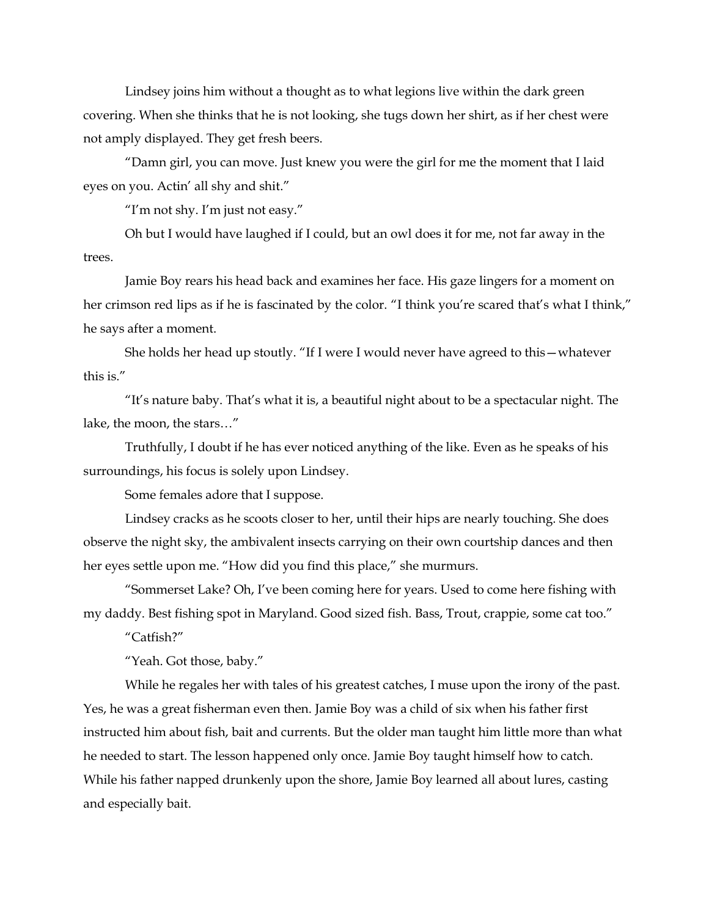Lindsey joins him without a thought as to what legions live within the dark green covering. When she thinks that he is not looking, she tugs down her shirt, as if her chest were not amply displayed. They get fresh beers.

"Damn girl, you can move. Just knew you were the girl for me the moment that I laid eyes on you. Actin' all shy and shit."

"I'm not shy. I'm just not easy."

Oh but I would have laughed if I could, but an owl does it for me, not far away in the trees.

Jamie Boy rears his head back and examines her face. His gaze lingers for a moment on her crimson red lips as if he is fascinated by the color. "I think you're scared that's what I think," he says after a moment.

She holds her head up stoutly. "If I were I would never have agreed to this—whatever this is."

"It's nature baby. That's what it is, a beautiful night about to be a spectacular night. The lake, the moon, the stars…"

Truthfully, I doubt if he has ever noticed anything of the like. Even as he speaks of his surroundings, his focus is solely upon Lindsey.

Some females adore that I suppose.

Lindsey cracks as he scoots closer to her, until their hips are nearly touching. She does observe the night sky, the ambivalent insects carrying on their own courtship dances and then her eyes settle upon me. "How did you find this place," she murmurs.

"Sommerset Lake? Oh, I've been coming here for years. Used to come here fishing with my daddy. Best fishing spot in Maryland. Good sized fish. Bass, Trout, crappie, some cat too."

"Catfish?"

"Yeah. Got those, baby."

While he regales her with tales of his greatest catches, I muse upon the irony of the past. Yes, he was a great fisherman even then. Jamie Boy was a child of six when his father first instructed him about fish, bait and currents. But the older man taught him little more than what he needed to start. The lesson happened only once. Jamie Boy taught himself how to catch. While his father napped drunkenly upon the shore, Jamie Boy learned all about lures, casting and especially bait.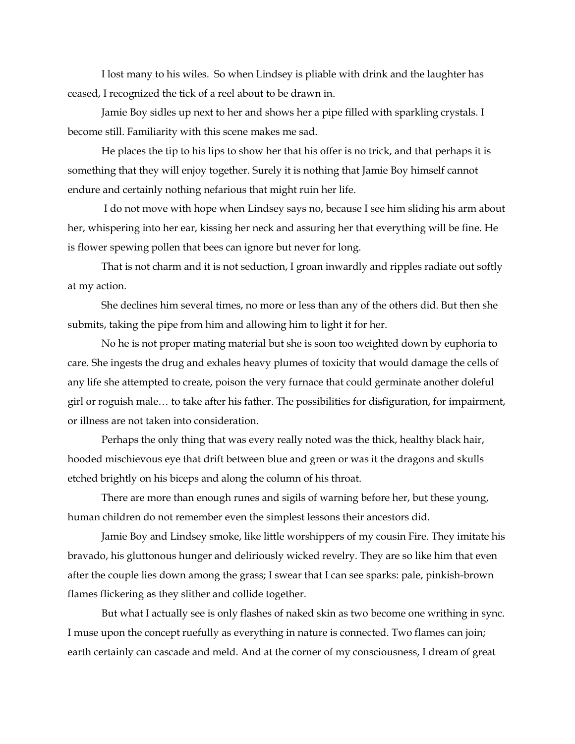I lost many to his wiles. So when Lindsey is pliable with drink and the laughter has ceased, I recognized the tick of a reel about to be drawn in.

Jamie Boy sidles up next to her and shows her a pipe filled with sparkling crystals. I become still. Familiarity with this scene makes me sad.

He places the tip to his lips to show her that his offer is no trick, and that perhaps it is something that they will enjoy together. Surely it is nothing that Jamie Boy himself cannot endure and certainly nothing nefarious that might ruin her life.

I do not move with hope when Lindsey says no, because I see him sliding his arm about her, whispering into her ear, kissing her neck and assuring her that everything will be fine. He is flower spewing pollen that bees can ignore but never for long.

That is not charm and it is not seduction, I groan inwardly and ripples radiate out softly at my action.

She declines him several times, no more or less than any of the others did. But then she submits, taking the pipe from him and allowing him to light it for her.

No he is not proper mating material but she is soon too weighted down by euphoria to care. She ingests the drug and exhales heavy plumes of toxicity that would damage the cells of any life she attempted to create, poison the very furnace that could germinate another doleful girl or roguish male… to take after his father. The possibilities for disfiguration, for impairment, or illness are not taken into consideration.

Perhaps the only thing that was every really noted was the thick, healthy black hair, hooded mischievous eye that drift between blue and green or was it the dragons and skulls etched brightly on his biceps and along the column of his throat.

There are more than enough runes and sigils of warning before her, but these young, human children do not remember even the simplest lessons their ancestors did.

Jamie Boy and Lindsey smoke, like little worshippers of my cousin Fire. They imitate his bravado, his gluttonous hunger and deliriously wicked revelry. They are so like him that even after the couple lies down among the grass; I swear that I can see sparks: pale, pinkish-brown flames flickering as they slither and collide together.

But what I actually see is only flashes of naked skin as two become one writhing in sync. I muse upon the concept ruefully as everything in nature is connected. Two flames can join; earth certainly can cascade and meld. And at the corner of my consciousness, I dream of great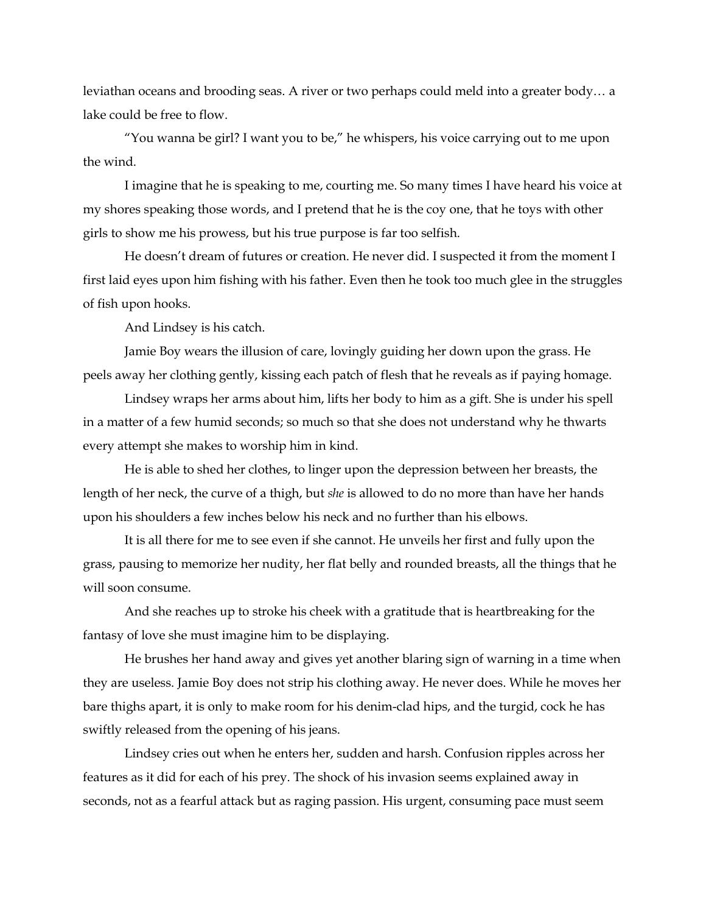leviathan oceans and brooding seas. A river or two perhaps could meld into a greater body… a lake could be free to flow.

"You wanna be girl? I want you to be," he whispers, his voice carrying out to me upon the wind.

I imagine that he is speaking to me, courting me. So many times I have heard his voice at my shores speaking those words, and I pretend that he is the coy one, that he toys with other girls to show me his prowess, but his true purpose is far too selfish.

He doesn't dream of futures or creation. He never did. I suspected it from the moment I first laid eyes upon him fishing with his father. Even then he took too much glee in the struggles of fish upon hooks.

And Lindsey is his catch.

Jamie Boy wears the illusion of care, lovingly guiding her down upon the grass. He peels away her clothing gently, kissing each patch of flesh that he reveals as if paying homage.

Lindsey wraps her arms about him, lifts her body to him as a gift. She is under his spell in a matter of a few humid seconds; so much so that she does not understand why he thwarts every attempt she makes to worship him in kind.

He is able to shed her clothes, to linger upon the depression between her breasts, the length of her neck, the curve of a thigh, but *she* is allowed to do no more than have her hands upon his shoulders a few inches below his neck and no further than his elbows.

It is all there for me to see even if she cannot. He unveils her first and fully upon the grass, pausing to memorize her nudity, her flat belly and rounded breasts, all the things that he will soon consume.

And she reaches up to stroke his cheek with a gratitude that is heartbreaking for the fantasy of love she must imagine him to be displaying.

He brushes her hand away and gives yet another blaring sign of warning in a time when they are useless. Jamie Boy does not strip his clothing away. He never does. While he moves her bare thighs apart, it is only to make room for his denim-clad hips, and the turgid, cock he has swiftly released from the opening of his jeans.

Lindsey cries out when he enters her, sudden and harsh. Confusion ripples across her features as it did for each of his prey. The shock of his invasion seems explained away in seconds, not as a fearful attack but as raging passion. His urgent, consuming pace must seem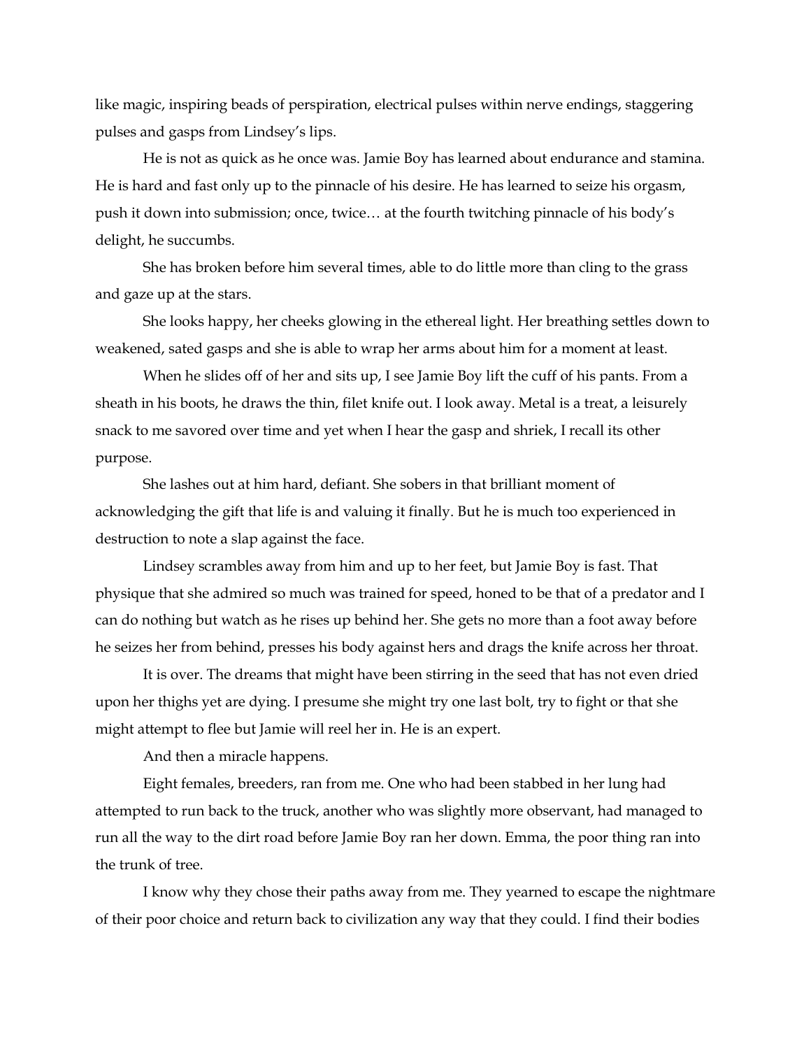like magic, inspiring beads of perspiration, electrical pulses within nerve endings, staggering pulses and gasps from Lindsey's lips.

He is not as quick as he once was. Jamie Boy has learned about endurance and stamina. He is hard and fast only up to the pinnacle of his desire. He has learned to seize his orgasm, push it down into submission; once, twice… at the fourth twitching pinnacle of his body's delight, he succumbs.

She has broken before him several times, able to do little more than cling to the grass and gaze up at the stars.

She looks happy, her cheeks glowing in the ethereal light. Her breathing settles down to weakened, sated gasps and she is able to wrap her arms about him for a moment at least.

When he slides off of her and sits up, I see Jamie Boy lift the cuff of his pants. From a sheath in his boots, he draws the thin, filet knife out. I look away. Metal is a treat, a leisurely snack to me savored over time and yet when I hear the gasp and shriek, I recall its other purpose.

She lashes out at him hard, defiant. She sobers in that brilliant moment of acknowledging the gift that life is and valuing it finally. But he is much too experienced in destruction to note a slap against the face.

Lindsey scrambles away from him and up to her feet, but Jamie Boy is fast. That physique that she admired so much was trained for speed, honed to be that of a predator and I can do nothing but watch as he rises up behind her. She gets no more than a foot away before he seizes her from behind, presses his body against hers and drags the knife across her throat.

It is over. The dreams that might have been stirring in the seed that has not even dried upon her thighs yet are dying. I presume she might try one last bolt, try to fight or that she might attempt to flee but Jamie will reel her in. He is an expert.

And then a miracle happens.

Eight females, breeders, ran from me. One who had been stabbed in her lung had attempted to run back to the truck, another who was slightly more observant, had managed to run all the way to the dirt road before Jamie Boy ran her down. Emma, the poor thing ran into the trunk of tree.

I know why they chose their paths away from me. They yearned to escape the nightmare of their poor choice and return back to civilization any way that they could. I find their bodies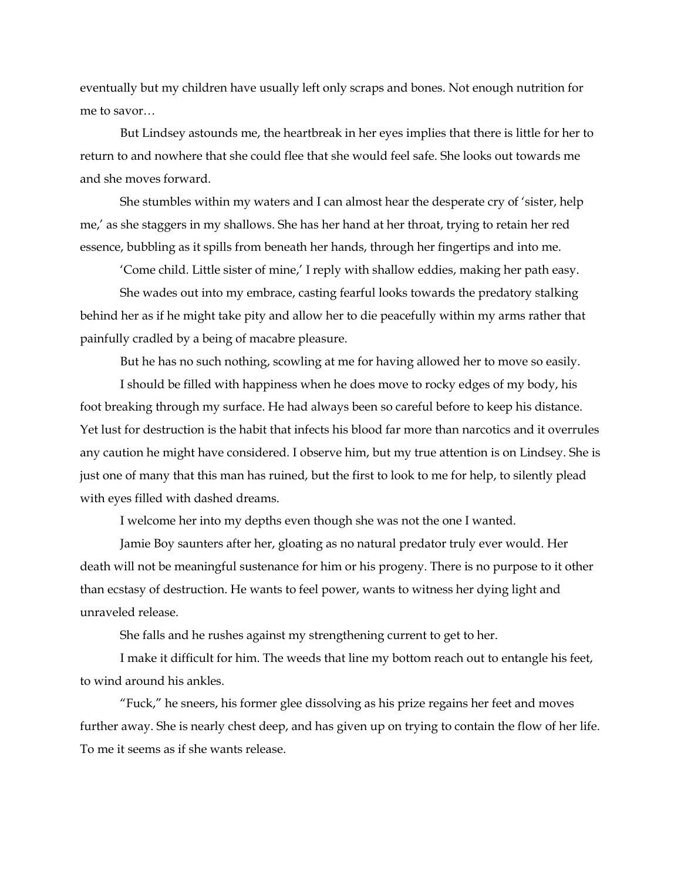eventually but my children have usually left only scraps and bones. Not enough nutrition for me to savor…

But Lindsey astounds me, the heartbreak in her eyes implies that there is little for her to return to and nowhere that she could flee that she would feel safe. She looks out towards me and she moves forward.

She stumbles within my waters and I can almost hear the desperate cry of 'sister, help me,' as she staggers in my shallows. She has her hand at her throat, trying to retain her red essence, bubbling as it spills from beneath her hands, through her fingertips and into me.

'Come child. Little sister of mine,' I reply with shallow eddies, making her path easy.

She wades out into my embrace, casting fearful looks towards the predatory stalking behind her as if he might take pity and allow her to die peacefully within my arms rather that painfully cradled by a being of macabre pleasure.

But he has no such nothing, scowling at me for having allowed her to move so easily.

I should be filled with happiness when he does move to rocky edges of my body, his foot breaking through my surface. He had always been so careful before to keep his distance. Yet lust for destruction is the habit that infects his blood far more than narcotics and it overrules any caution he might have considered. I observe him, but my true attention is on Lindsey. She is just one of many that this man has ruined, but the first to look to me for help, to silently plead with eyes filled with dashed dreams.

I welcome her into my depths even though she was not the one I wanted.

Jamie Boy saunters after her, gloating as no natural predator truly ever would. Her death will not be meaningful sustenance for him or his progeny. There is no purpose to it other than ecstasy of destruction. He wants to feel power, wants to witness her dying light and unraveled release.

She falls and he rushes against my strengthening current to get to her.

I make it difficult for him. The weeds that line my bottom reach out to entangle his feet, to wind around his ankles.

"Fuck," he sneers, his former glee dissolving as his prize regains her feet and moves further away. She is nearly chest deep, and has given up on trying to contain the flow of her life. To me it seems as if she wants release.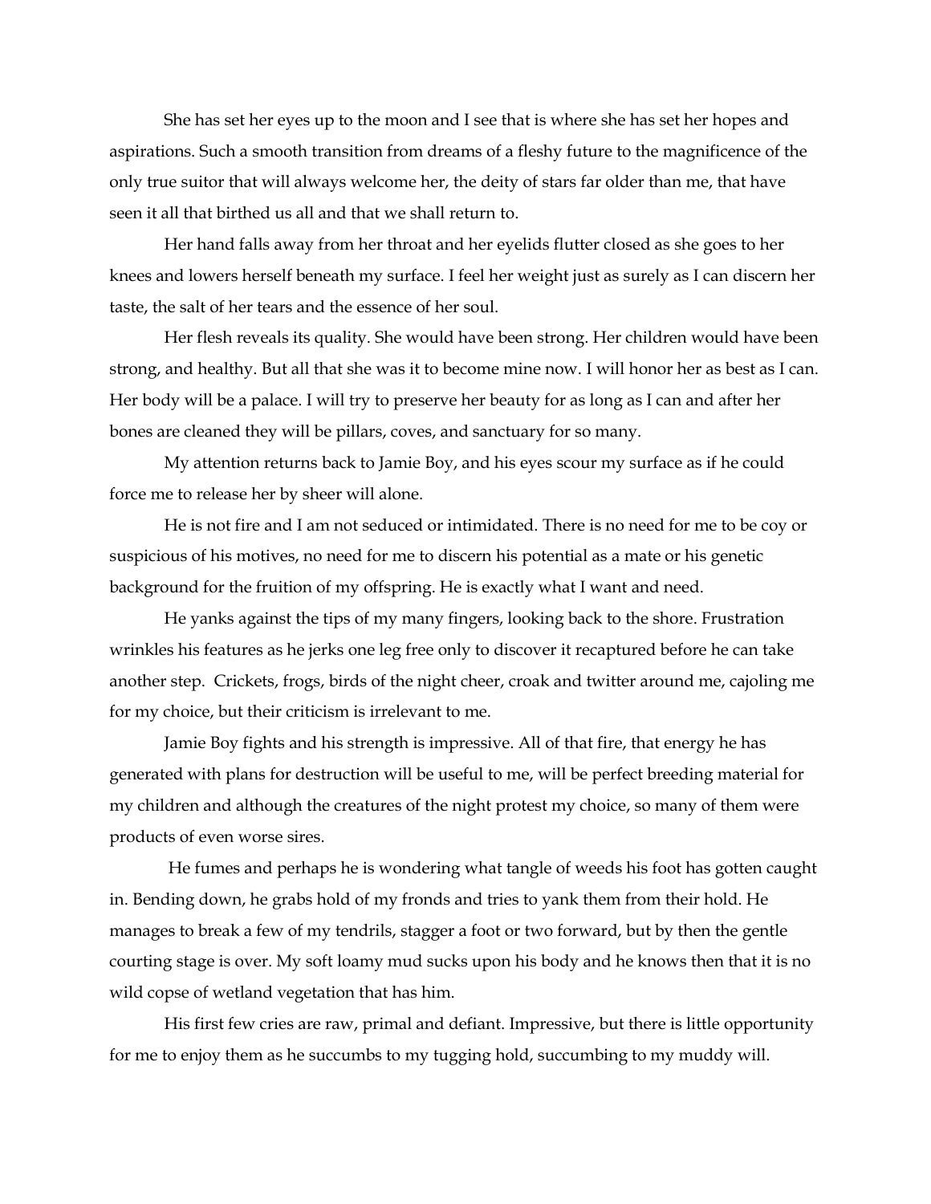She has set her eyes up to the moon and I see that is where she has set her hopes and aspirations. Such a smooth transition from dreams of a fleshy future to the magnificence of the only true suitor that will always welcome her, the deity of stars far older than me, that have seen it all that birthed us all and that we shall return to.

Her hand falls away from her throat and her eyelids flutter closed as she goes to her knees and lowers herself beneath my surface. I feel her weight just as surely as I can discern her taste, the salt of her tears and the essence of her soul.

Her flesh reveals its quality. She would have been strong. Her children would have been strong, and healthy. But all that she was it to become mine now. I will honor her as best as I can. Her body will be a palace. I will try to preserve her beauty for as long as I can and after her bones are cleaned they will be pillars, coves, and sanctuary for so many.

My attention returns back to Jamie Boy, and his eyes scour my surface as if he could force me to release her by sheer will alone.

He is not fire and I am not seduced or intimidated. There is no need for me to be coy or suspicious of his motives, no need for me to discern his potential as a mate or his genetic background for the fruition of my offspring. He is exactly what I want and need.

He yanks against the tips of my many fingers, looking back to the shore. Frustration wrinkles his features as he jerks one leg free only to discover it recaptured before he can take another step. Crickets, frogs, birds of the night cheer, croak and twitter around me, cajoling me for my choice, but their criticism is irrelevant to me.

Jamie Boy fights and his strength is impressive. All of that fire, that energy he has generated with plans for destruction will be useful to me, will be perfect breeding material for my children and although the creatures of the night protest my choice, so many of them were products of even worse sires.

He fumes and perhaps he is wondering what tangle of weeds his foot has gotten caught in. Bending down, he grabs hold of my fronds and tries to yank them from their hold. He manages to break a few of my tendrils, stagger a foot or two forward, but by then the gentle courting stage is over. My soft loamy mud sucks upon his body and he knows then that it is no wild copse of wetland vegetation that has him.

His first few cries are raw, primal and defiant. Impressive, but there is little opportunity for me to enjoy them as he succumbs to my tugging hold, succumbing to my muddy will.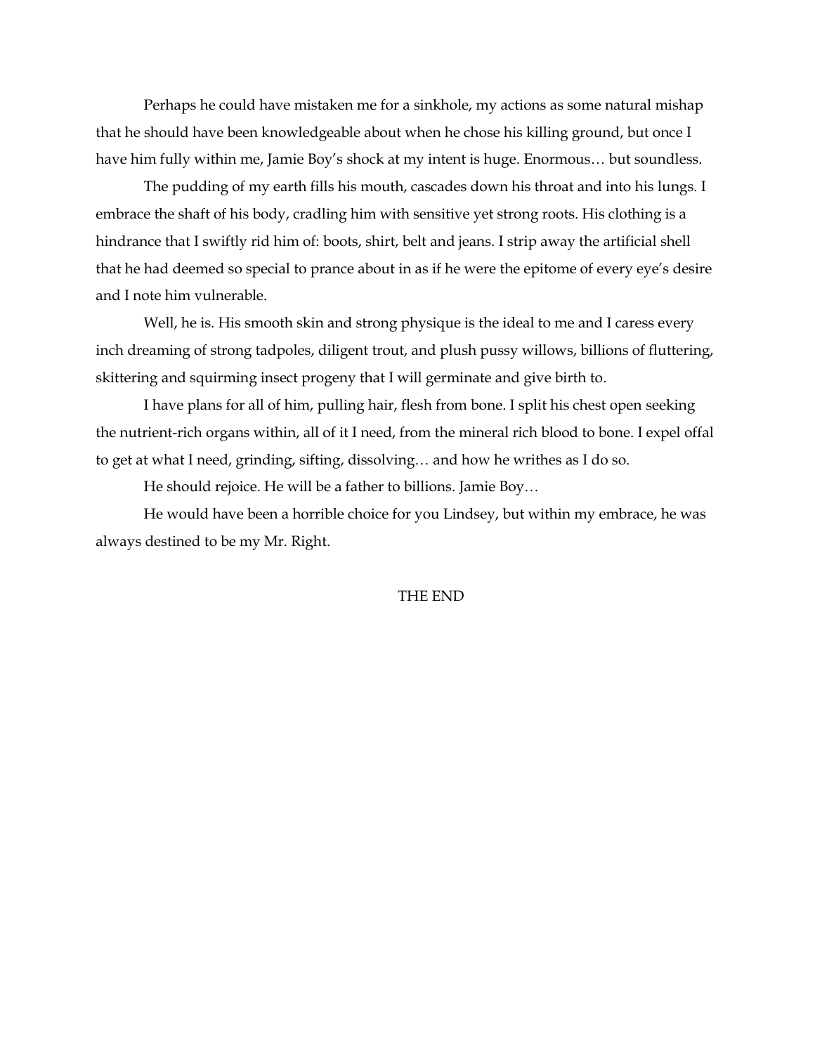Perhaps he could have mistaken me for a sinkhole, my actions as some natural mishap that he should have been knowledgeable about when he chose his killing ground, but once I have him fully within me, Jamie Boy's shock at my intent is huge. Enormous… but soundless.

The pudding of my earth fills his mouth, cascades down his throat and into his lungs. I embrace the shaft of his body, cradling him with sensitive yet strong roots. His clothing is a hindrance that I swiftly rid him of: boots, shirt, belt and jeans. I strip away the artificial shell that he had deemed so special to prance about in as if he were the epitome of every eye's desire and I note him vulnerable.

Well, he is. His smooth skin and strong physique is the ideal to me and I caress every inch dreaming of strong tadpoles, diligent trout, and plush pussy willows, billions of fluttering, skittering and squirming insect progeny that I will germinate and give birth to.

I have plans for all of him, pulling hair, flesh from bone. I split his chest open seeking the nutrient-rich organs within, all of it I need, from the mineral rich blood to bone. I expel offal to get at what I need, grinding, sifting, dissolving… and how he writhes as I do so.

He should rejoice. He will be a father to billions. Jamie Boy…

He would have been a horrible choice for you Lindsey, but within my embrace, he was always destined to be my Mr. Right.

THE END